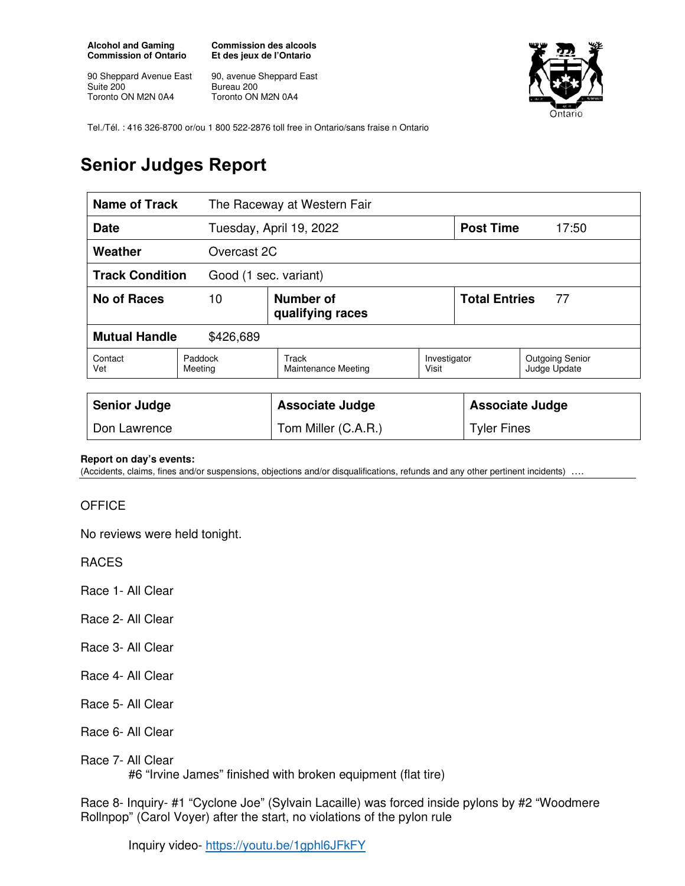**Alcohol and Gaming Commission of Ontario**

90 Sheppard Avenue East
Suite 200
Toronto ON M2N 0A4

**Commission des alcools Et des jeux de l'Ontario**

90, avenue Sheppard East
Bureau 200
Toronto ON M2N 0A4

Tel./Tél. : 416 326-8700 or/ou 1 800 522-2876 toll free in Ontario/sans fraise n Ontario

# Senior Judges Report

| | | | | | |
|---|---|---|---|---|---|
| **Name of Track** | The Raceway at Western Fair | | | | |
| **Date** | Tuesday, April 19, 2022 | | | **Post Time** | 17:50 |
| **Weather** | Overcast 2C | | | | |
| **Track Condition** | Good (1 sec. variant) | | | | |
| **No of Races** | 10 | **Number of qualifying races** | | **Total Entries** | 77 |
| **Mutual Handle** | $426,689 | | | | |
| Contact Vet | Paddock Meeting | Track Maintenance Meeting | Investigator Visit | Outgoing Senior Judge Update | |

| **Senior Judge** | **Associate Judge** | **Associate Judge** |
|---|---|---|
| Don Lawrence | Tom Miller (C.A.R.) | Tyler Fines |

**Report on day's events:**
(Accidents, claims, fines and/or suspensions, objections and/or disqualifications, refunds and any other pertinent incidents) ….

OFFICE

No reviews were held tonight.

RACES

Race 1- All Clear

Race 2- All Clear

Race 3- All Clear

Race 4- All Clear

Race 5- All Clear

Race 6- All Clear

Race 7- All Clear
#6 "Irvine James" finished with broken equipment (flat tire)

Race 8- Inquiry- #1 "Cyclone Joe" (Sylvain Lacaille) was forced inside pylons by #2 "Woodmere Rollnpop" (Carol Voyer) after the start, no violations of the pylon rule

Inquiry video- https://youtu.be/1gphl6JFkFY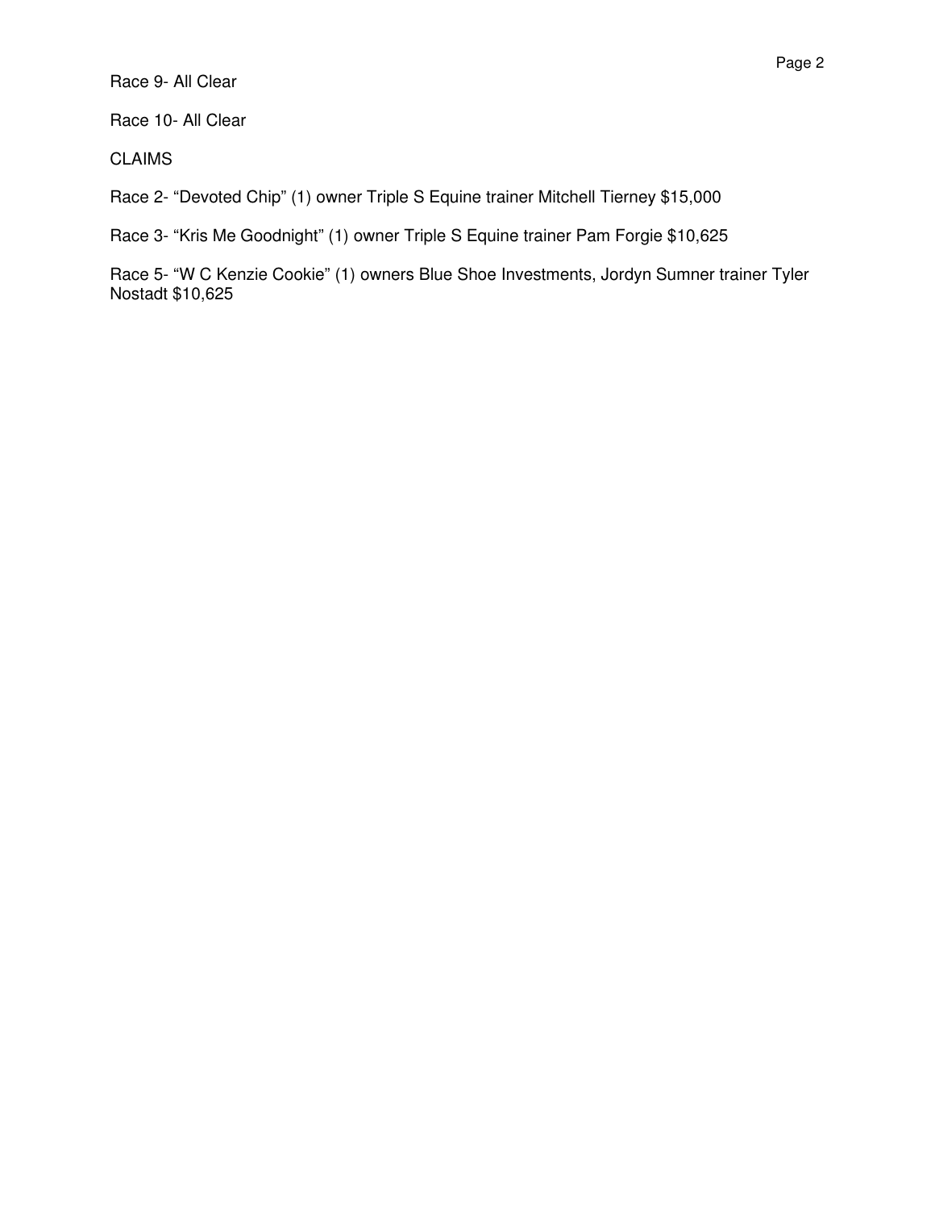Race 9- All Clear

Race 10- All Clear

CLAIMS

Race 2- “Devoted Chip” (1) owner Triple S Equine trainer Mitchell Tierney $15,000

Race 3- “Kris Me Goodnight” (1) owner Triple S Equine trainer Pam Forgie $10,625

Race 5- “W C Kenzie Cookie” (1) owners Blue Shoe Investments, Jordyn Sumner trainer Tyler Nostadt $10,625